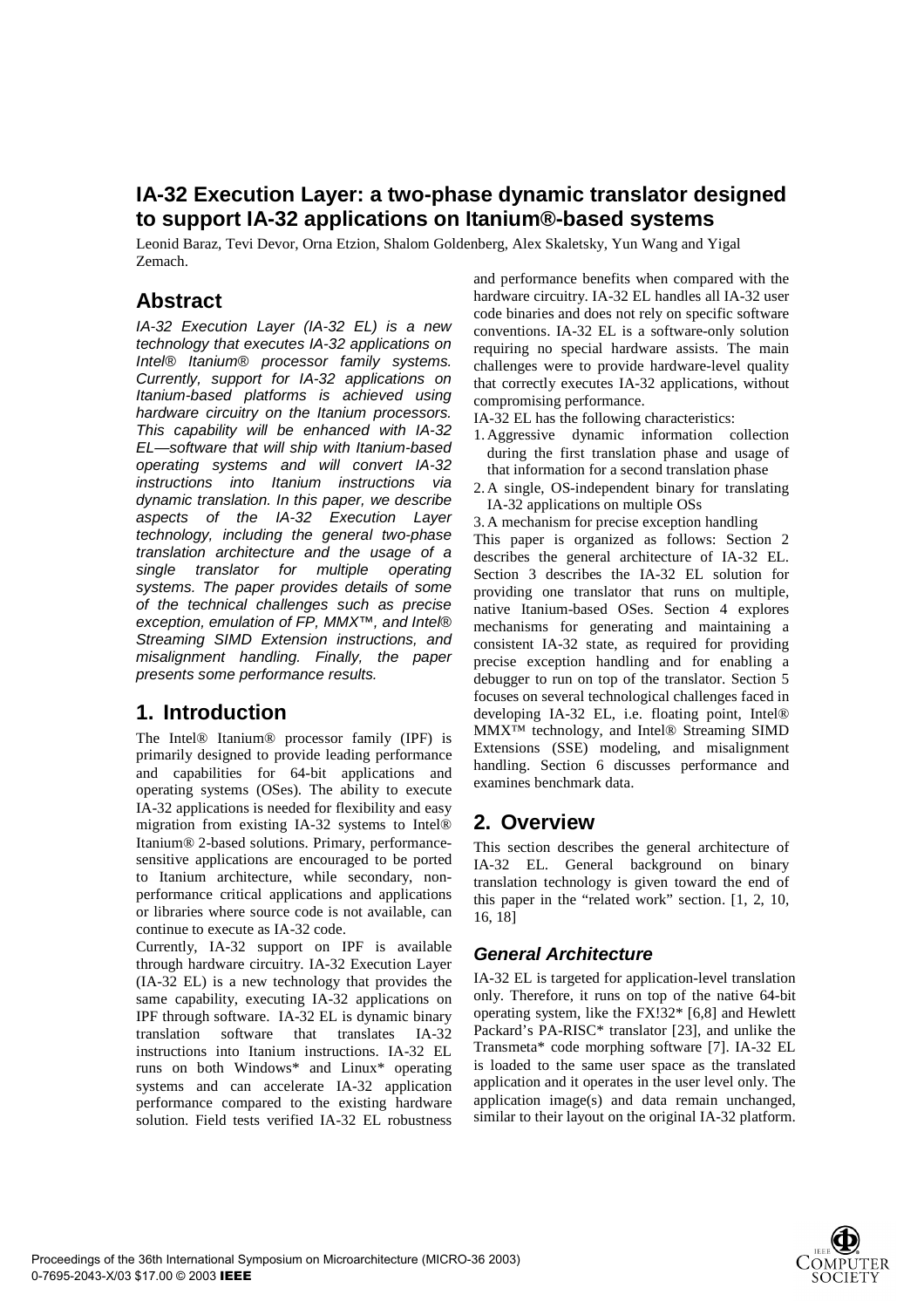# IA-32 Execution Layer: a two-phase dynamic translator designed to support IA-32 applications on Itanium®-based systems

Leonid Baraz, Tevi Devor, Orna Etzion, Shalom Goldenberg, Alex Skaletsky, Yun Wang and Yigal Zemach.

## Abstract

*IA-32 Execution Layer (IA-32 EL) is a new technology that executes IA-32 applications on Intel® Itanium® processor family systems. Currently, support for IA-32 applications on Itanium-based platforms is achieved using hardware circuitry on the Itanium processors. This capability will be enhanced with IA-32 EL—software that will ship with Itanium-based operating systems and will convert IA-32 instructions into Itanium instructions via dynamic translation. In this paper, we describe aspects of the IA-32 Execution Layer technology, including the general two-phase translation architecture and the usage of a single translator for multiple operating systems. The paper provides details of some of the technical challenges such as precise exception, emulation of FP, MMX™, and Intel® Streaming SIMD Extension instructions, and misalignment handling. Finally, the paper presents some performance results.*

## 1. Introduction

The Intel® Itanium® processor family (IPF) is primarily designed to provide leading performance and capabilities for 64-bit applications and operating systems (OSes). The ability to execute IA-32 applications is needed for flexibility and easy migration from existing IA-32 systems to Intel® Itanium® 2-based solutions. Primary, performance-sensitive applications are encouraged to be ported to Itanium architecture, while secondary, non-performance critical applications and applications or libraries where source code is not available, can continue to execute as IA-32 code.

Currently, IA-32 support on IPF is available through hardware circuitry. IA-32 Execution Layer (IA-32 EL) is a new technology that provides the same capability, executing IA-32 applications on IPF through software. IA-32 EL is dynamic binary translation software that translates IA-32 instructions into Itanium instructions. IA-32 EL runs on both Windows* and Linux* operating systems and can accelerate IA-32 application performance compared to the existing hardware solution. Field tests verified IA-32 EL robustness and performance benefits when compared with the hardware circuitry. IA-32 EL handles all IA-32 user code binaries and does not rely on specific software conventions. IA-32 EL is a software-only solution requiring no special hardware assists. The main challenges were to provide hardware-level quality that correctly executes IA-32 applications, without compromising performance.

IA-32 EL has the following characteristics:

1. Aggressive dynamic information collection during the first translation phase and usage of that information for a second translation phase
2. A single, OS-independent binary for translating IA-32 applications on multiple OSs
3. A mechanism for precise exception handling

This paper is organized as follows: Section 2 describes the general architecture of IA-32 EL. Section 3 describes the IA-32 EL solution for providing one translator that runs on multiple, native Itanium-based OSes. Section 4 explores mechanisms for generating and maintaining a consistent IA-32 state, as required for providing precise exception handling and for enabling a debugger to run on top of the translator. Section 5 focuses on several technological challenges faced in developing IA-32 EL, i.e. floating point, Intel® MMX™ technology, and Intel® Streaming SIMD Extensions (SSE) modeling, and misalignment handling. Section 6 discusses performance and examines benchmark data.

## 2. Overview

This section describes the general architecture of IA-32 EL. General background on binary translation technology is given toward the end of this paper in the "related work" section. [1, 2, 10, 16, 18]

### General Architecture

IA-32 EL is targeted for application-level translation only. Therefore, it runs on top of the native 64-bit operating system, like the FX!32* [6,8] and Hewlett Packard's PA-RISC* translator [23], and unlike the Transmeta* code morphing software [7]. IA-32 EL is loaded to the same user space as the translated application and it operates in the user level only. The application image(s) and data remain unchanged, similar to their layout on the original IA-32 platform.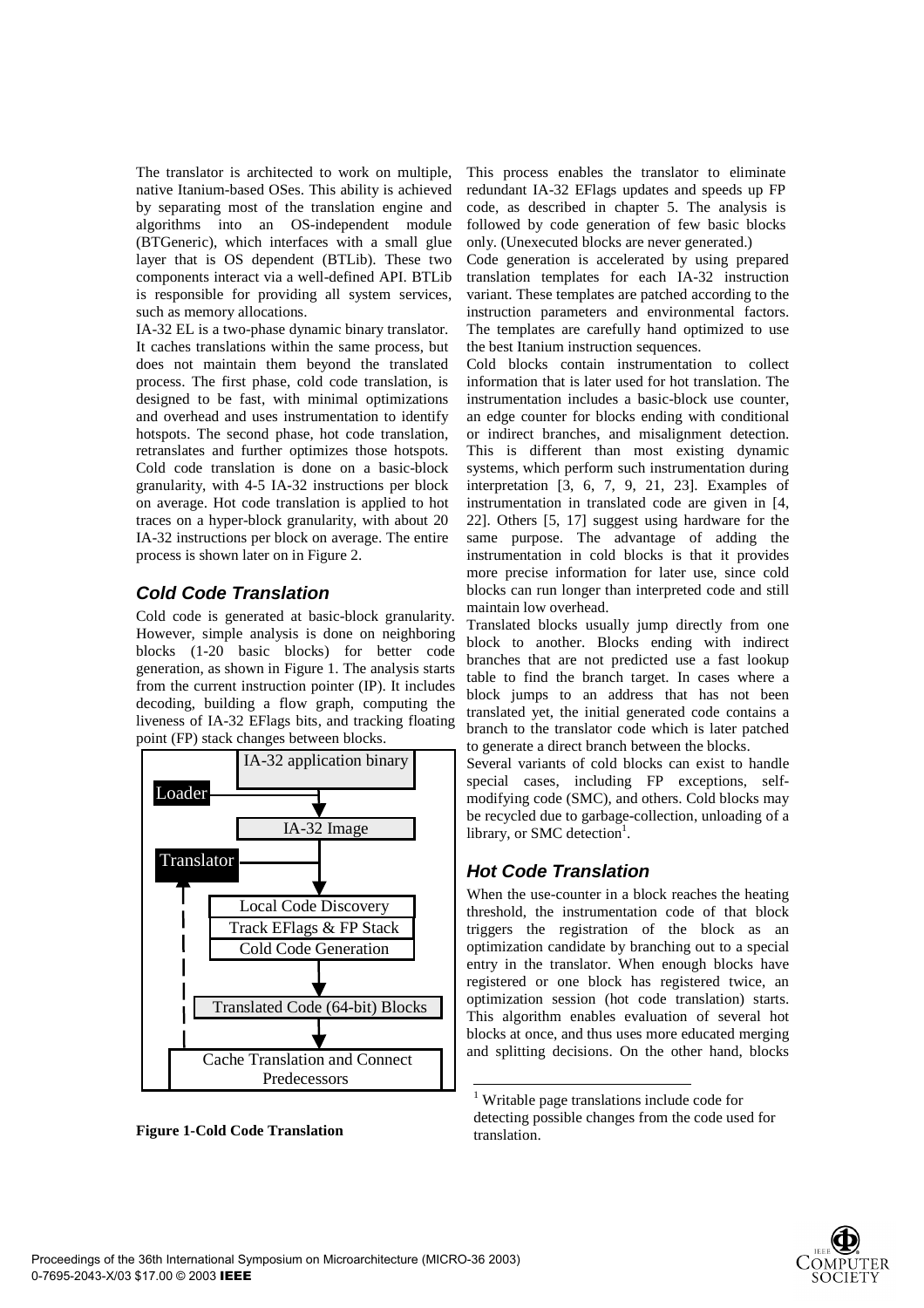The translator is architected to work on multiple, native Itanium-based OSes. This ability is achieved by separating most of the translation engine and algorithms into an OS-independent module (BTGeneric), which interfaces with a small glue layer that is OS dependent (BTLib). These two components interact via a well-defined API. BTLib is responsible for providing all system services, such as memory allocations.

IA-32 EL is a two-phase dynamic binary translator. It caches translations within the same process, but does not maintain them beyond the translated process. The first phase, cold code translation, is designed to be fast, with minimal optimizations and overhead and uses instrumentation to identify hotspots. The second phase, hot code translation, retranslates and further optimizes those hotspots. Cold code translation is done on a basic-block granularity, with 4-5 IA-32 instructions per block on average. Hot code translation is applied to hot traces on a hyper-block granularity, with about 20 IA-32 instructions per block on average. The entire process is shown later on in Figure 2.

### Cold Code Translation

Cold code is generated at basic-block granularity. However, simple analysis is done on neighboring blocks (1-20 basic blocks) for better code generation, as shown in Figure 1. The analysis starts from the current instruction pointer (IP). It includes decoding, building a flow graph, computing the liveness of IA-32 EFlags bits, and tracking floating point (FP) stack changes between blocks.

IA-32 application binary
Loader
IA-32 Image
Translator
Local Code Discovery
Track EFlags & FP Stack
Cold Code Generation
Translated Code (64-bit) Blocks
Cache Translation and Connect Predecessors

**Figure 1-Cold Code Translation**

This process enables the translator to eliminate redundant IA-32 EFlags updates and speeds up FP code, as described in chapter 5. The analysis is followed by code generation of few basic blocks only. (Unexecuted blocks are never generated.)

Code generation is accelerated by using prepared translation templates for each IA-32 instruction variant. These templates are patched according to the instruction parameters and environmental factors. The templates are carefully hand optimized to use the best Itanium instruction sequences.

Cold blocks contain instrumentation to collect information that is later used for hot translation. The instrumentation includes a basic-block use counter, an edge counter for blocks ending with conditional or indirect branches, and misalignment detection. This is different than most existing dynamic systems, which perform such instrumentation during interpretation [3, 6, 7, 9, 21, 23]. Examples of instrumentation in translated code are given in [4, 22]. Others [5, 17] suggest using hardware for the same purpose. The advantage of adding the instrumentation in cold blocks is that it provides more precise information for later use, since cold blocks can run longer than interpreted code and still maintain low overhead.

Translated blocks usually jump directly from one block to another. Blocks ending with indirect branches that are not predicted use a fast lookup table to find the branch target. In cases where a block jumps to an address that has not been translated yet, the initial generated code contains a branch to the translator code which is later patched to generate a direct branch between the blocks.

Several variants of cold blocks can exist to handle special cases, including FP exceptions, self-modifying code (SMC), and others. Cold blocks may be recycled due to garbage-collection, unloading of a library, or SMC detection[1].

### Hot Code Translation

When the use-counter in a block reaches the heating threshold, the instrumentation code of that block triggers the registration of the block as an optimization candidate by branching out to a special entry in the translator. When enough blocks have registered or one block has registered twice, an optimization session (hot code translation) starts. This algorithm enables evaluation of several hot blocks at once, and thus uses more educated merging and splitting decisions. On the other hand, blocks

[1] Writable page translations include code for detecting possible changes from the code used for translation.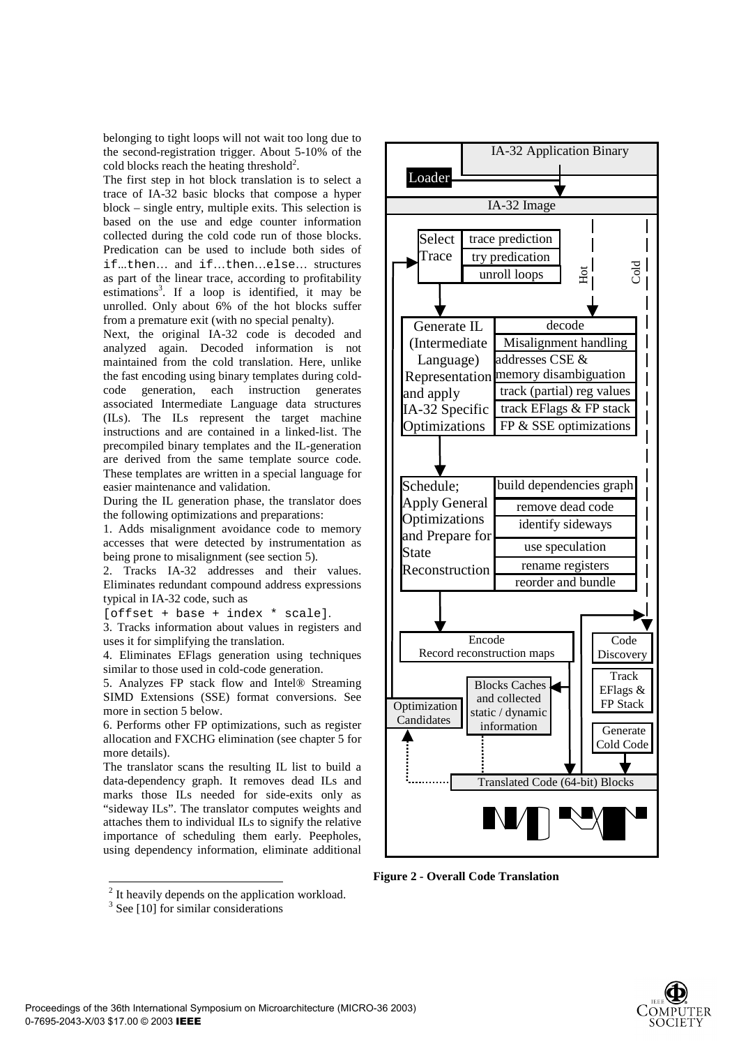belonging to tight loops will not wait too long due to the second-registration trigger. About 5-10% of the cold blocks reach the heating threshold[2].

The first step in hot block translation is to select a trace of IA-32 basic blocks that compose a hyper block – single entry, multiple exits. This selection is based on the use and edge counter information collected during the cold code run of those blocks. Predication can be used to include both sides of `if…then…` and `if…then…else…` structures as part of the linear trace, according to profitability estimations[3]. If a loop is identified, it may be unrolled. Only about 6% of the hot blocks suffer from a premature exit (with no special penalty).

Next, the original IA-32 code is decoded and analyzed again. Decoded information is not maintained from the cold translation. Here, unlike the fast encoding using binary templates during cold-code generation, each instruction generates associated Intermediate Language data structures (ILs). The ILs represent the target machine instructions and are contained in a linked-list. The precompiled binary templates and the IL-generation are derived from the same template source code. These templates are written in a special language for easier maintenance and validation.

During the IL generation phase, the translator does the following optimizations and preparations:

1. Adds misalignment avoidance code to memory accesses that were detected by instrumentation as being prone to misalignment (see section 5).
2. Tracks IA-32 addresses and their values. Eliminates redundant compound address expressions typical in IA-32 code, such as `[offset + base + index * scale]`.
3. Tracks information about values in registers and uses it for simplifying the translation.
4. Eliminates EFlags generation using techniques similar to those used in cold-code generation.
5. Analyzes FP stack flow and Intel® Streaming SIMD Extensions (SSE) format conversions. See more in section 5 below.
6. Performs other FP optimizations, such as register allocation and FXCHG elimination (see chapter 5 for more details).

The translator scans the resulting IL list to build a data-dependency graph. It removes dead ILs and marks those ILs needed for side-exits only as "sideway ILs". The translator computes weights and attaches them to individual ILs to signify the relative importance of scheduling them early. Peepholes, using dependency information, eliminate additional

**Figure 2 - Overall Code Translation**

[2] It heavily depends on the application workload.

[3] See [10] for similar considerations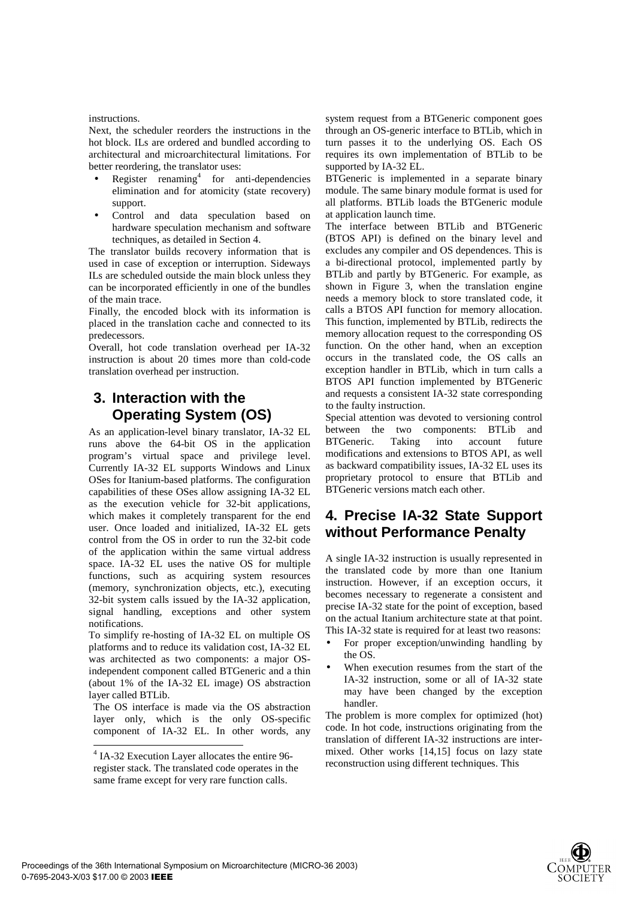instructions.

Next, the scheduler reorders the instructions in the hot block. ILs are ordered and bundled according to architectural and microarchitectural limitations. For better reordering, the translator uses:

- Register renaming[4] for anti-dependencies elimination and for atomicity (state recovery) support.
- Control and data speculation based on hardware speculation mechanism and software techniques, as detailed in Section 4.

The translator builds recovery information that is used in case of exception or interruption. Sideways ILs are scheduled outside the main block unless they can be incorporated efficiently in one of the bundles of the main trace.

Finally, the encoded block with its information is placed in the translation cache and connected to its predecessors.

Overall, hot code translation overhead per IA-32 instruction is about 20 times more than cold-code translation overhead per instruction.

## 3. Interaction with the Operating System (OS)

As an application-level binary translator, IA-32 EL runs above the 64-bit OS in the application program's virtual space and privilege level. Currently IA-32 EL supports Windows and Linux OSes for Itanium-based platforms. The configuration capabilities of these OSes allow assigning IA-32 EL as the execution vehicle for 32-bit applications, which makes it completely transparent for the end user. Once loaded and initialized, IA-32 EL gets control from the OS in order to run the 32-bit code of the application within the same virtual address space. IA-32 EL uses the native OS for multiple functions, such as acquiring system resources (memory, synchronization objects, etc.), executing 32-bit system calls issued by the IA-32 application, signal handling, exceptions and other system notifications.

To simplify re-hosting of IA-32 EL on multiple OS platforms and to reduce its validation cost, IA-32 EL was architected as two components: a major OS-independent component called BTGeneric and a thin (about 1% of the IA-32 EL image) OS abstraction layer called BTLib.

The OS interface is made via the OS abstraction layer only, which is the only OS-specific component of IA-32 EL. In other words, any system request from a BTGeneric component goes through an OS-generic interface to BTLib, which in turn passes it to the underlying OS. Each OS requires its own implementation of BTLib to be supported by IA-32 EL.

BTGeneric is implemented in a separate binary module. The same binary module format is used for all platforms. BTLib loads the BTGeneric module at application launch time.

The interface between BTLib and BTGeneric (BTOS API) is defined on the binary level and excludes any compiler and OS dependences. This is a bi-directional protocol, implemented partly by BTLib and partly by BTGeneric. For example, as shown in Figure 3, when the translation engine needs a memory block to store translated code, it calls a BTOS API function for memory allocation. This function, implemented by BTLib, redirects the memory allocation request to the corresponding OS function. On the other hand, when an exception occurs in the translated code, the OS calls an exception handler in BTLib, which in turn calls a BTOS API function implemented by BTGeneric and requests a consistent IA-32 state corresponding to the faulty instruction.

Special attention was devoted to versioning control between the two components: BTLib and BTGeneric. Taking into account future modifications and extensions to BTOS API, as well as backward compatibility issues, IA-32 EL uses its proprietary protocol to ensure that BTLib and BTGeneric versions match each other.

## 4. Precise IA-32 State Support without Performance Penalty

A single IA-32 instruction is usually represented in the translated code by more than one Itanium instruction. However, if an exception occurs, it becomes necessary to regenerate a consistent and precise IA-32 state for the point of exception, based on the actual Itanium architecture state at that point. This IA-32 state is required for at least two reasons:

- For proper exception/unwinding handling by the OS.
- When execution resumes from the start of the IA-32 instruction, some or all of IA-32 state may have been changed by the exception handler.

The problem is more complex for optimized (hot) code. In hot code, instructions originating from the translation of different IA-32 instructions are inter-mixed. Other works [14,15] focus on lazy state reconstruction using different techniques. This

---

[4] IA-32 Execution Layer allocates the entire 96-register stack. The translated code operates in the same frame except for very rare function calls.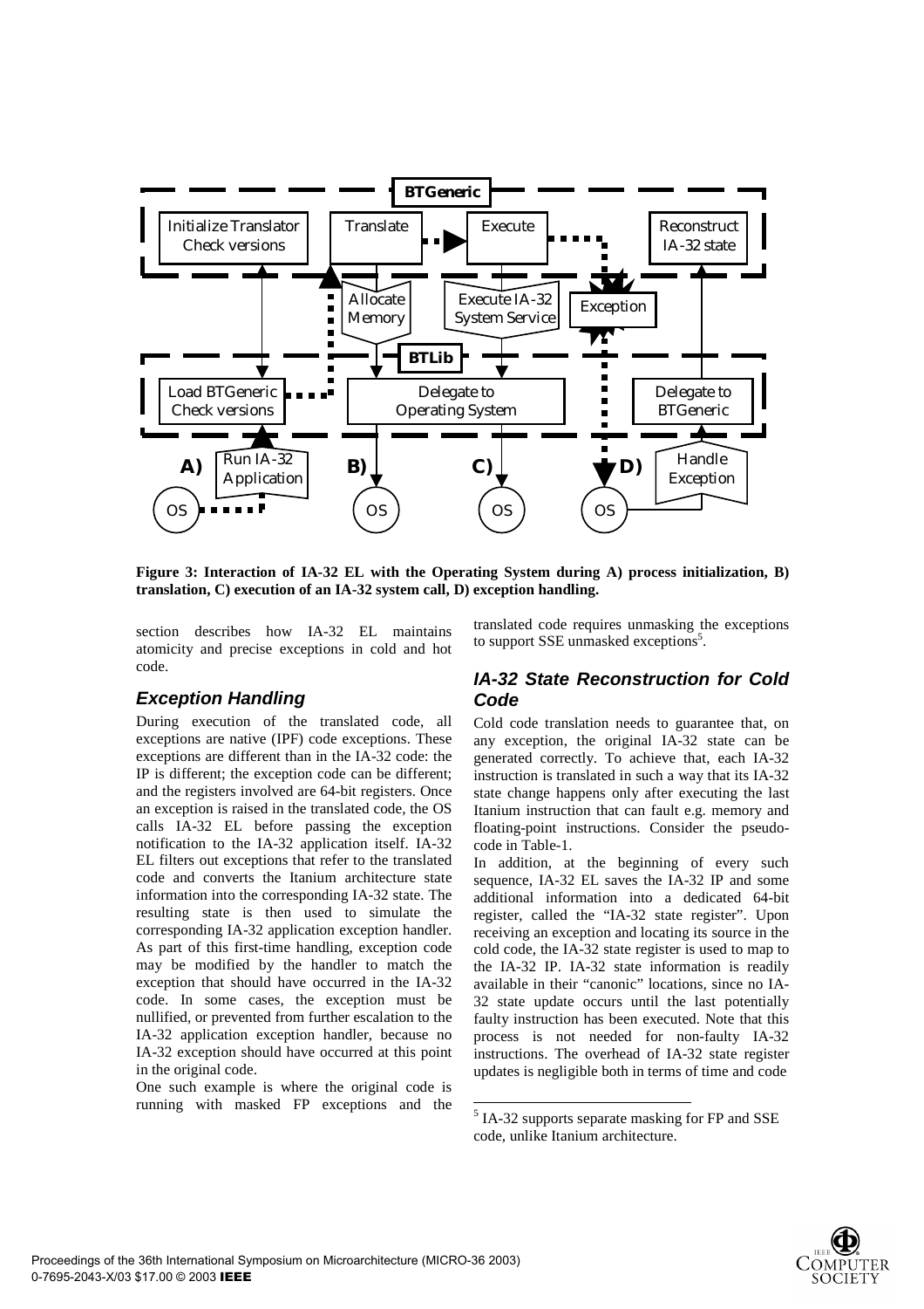**Figure 3: Interaction of IA-32 EL with the Operating System during A) process initialization, B) translation, C) execution of an IA-32 system call, D) exception handling.**

section describes how IA-32 EL maintains atomicity and precise exceptions in cold and hot code.

### *Exception Handling*

During execution of the translated code, all exceptions are native (IPF) code exceptions. These exceptions are different than in the IA-32 code: the IP is different; the exception code can be different; and the registers involved are 64-bit registers. Once an exception is raised in the translated code, the OS calls IA-32 EL before passing the exception notification to the IA-32 application itself. IA-32 EL filters out exceptions that refer to the translated code and converts the Itanium architecture state information into the corresponding IA-32 state. The resulting state is then used to simulate the corresponding IA-32 application exception handler. As part of this first-time handling, exception code may be modified by the handler to match the exception that should have occurred in the IA-32 code. In some cases, the exception must be nullified, or prevented from further escalation to the IA-32 application exception handler, because no IA-32 exception should have occurred at this point in the original code.

One such example is where the original code is running with masked FP exceptions and the translated code requires unmasking the exceptions to support SSE unmasked exceptions[5].

### *IA-32 State Reconstruction for Cold Code*

Cold code translation needs to guarantee that, on any exception, the original IA-32 state can be generated correctly. To achieve that, each IA-32 instruction is translated in such a way that its IA-32 state change happens only after executing the last Itanium instruction that can fault e.g. memory and floating-point instructions. Consider the pseudo-code in Table-1.

In addition, at the beginning of every such sequence, IA-32 EL saves the IA-32 IP and some additional information into a dedicated 64-bit register, called the "IA-32 state register". Upon receiving an exception and locating its source in the cold code, the IA-32 state register is used to map to the IA-32 IP. IA-32 state information is readily available in their "canonic" locations, since no IA-32 state update occurs until the last potentially faulty instruction has been executed. Note that this process is not needed for non-faulty IA-32 instructions. The overhead of IA-32 state register updates is negligible both in terms of time and code

---

[5] IA-32 supports separate masking for FP and SSE code, unlike Itanium architecture.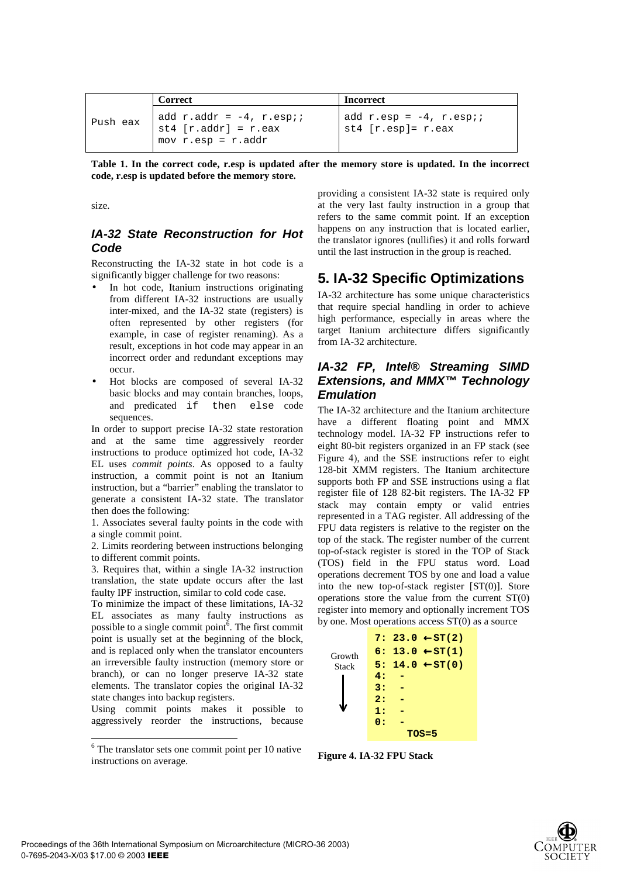| | Correct | Incorrect |
|---|---|---|
| Push eax | add r.addr = -4, r.esp;; st4 [r.addr] = r.eax mov r.esp = r.addr | add r.esp = -4, r.esp;; st4 [r.esp]= r.eax |

**Table 1. In the correct code, r.esp is updated after the memory store is updated. In the incorrect code, r.esp is updated before the memory store.**

size.

### IA-32 State Reconstruction for Hot Code

Reconstructing the IA-32 state in hot code is a significantly bigger challenge for two reasons:

- In hot code, Itanium instructions originating from different IA-32 instructions are usually inter-mixed, and the IA-32 state (registers) is often represented by other registers (for example, in case of register renaming). As a result, exceptions in hot code may appear in an incorrect order and redundant exceptions may occur.
- Hot blocks are composed of several IA-32 basic blocks and may contain branches, loops, and predicated `if then else` code sequences.

In order to support precise IA-32 state restoration and at the same time aggressively reorder instructions to produce optimized hot code, IA-32 EL uses *commit points*. As opposed to a faulty instruction, a commit point is not an Itanium instruction, but a "barrier" enabling the translator to generate a consistent IA-32 state. The translator then does the following:

1. Associates several faulty points in the code with a single commit point.
2. Limits reordering between instructions belonging to different commit points.
3. Requires that, within a single IA-32 instruction translation, the state update occurs after the last faulty IPF instruction, similar to cold code case.

To minimize the impact of these limitations, IA-32 EL associates as many faulty instructions as possible to a single commit point[6]. The first commit point is usually set at the beginning of the block, and is replaced only when the translator encounters an irreversible faulty instruction (memory store or branch), or can no longer preserve IA-32 state elements. The translator copies the original IA-32 state changes into backup registers.

Using commit points makes it possible to aggressively reorder the instructions, because providing a consistent IA-32 state is required only at the very last faulty instruction in a group that refers to the same commit point. If an exception happens on any instruction that is located earlier, the translator ignores (nullifies) it and rolls forward until the last instruction in the group is reached.

[6] The translator sets one commit point per 10 native instructions on average.

## 5. IA-32 Specific Optimizations

IA-32 architecture has some unique characteristics that require special handling in order to achieve high performance, especially in areas where the target Itanium architecture differs significantly from IA-32 architecture.

### IA-32 FP, Intel® Streaming SIMD Extensions, and MMX™ Technology Emulation

The IA-32 architecture and the Itanium architecture have a different floating point and MMX technology model. IA-32 FP instructions refer to eight 80-bit registers organized in an FP stack (see Figure 4), and the SSE instructions refer to eight 128-bit XMM registers. The Itanium architecture supports both FP and SSE instructions using a flat register file of 128 82-bit registers. The IA-32 FP stack may contain empty or valid entries represented in a TAG register. All addressing of the FPU data registers is relative to the register on the top of the stack. The register number of the current top-of-stack register is stored in the TOP of Stack (TOS) field in the FPU status word. Load operations decrement TOS by one and load a value into the new top-of-stack register [ST(0)]. Store operations store the value from the current ST(0) register into memory and optionally increment TOS by one. Most operations access ST(0) as a source

| Growth Stack ↓ | |
|---|---|
| | 7: 23.0 ← ST(2) |
| | 6: 13.0 ← ST(1) |
| | 5: 14.0 ← ST(0) |
| | 4: - |
| | 3: - |
| | 2: - |
| | 1: - |
| | 0: - |
| | TOS=5 |

**Figure 4. IA-32 FPU Stack**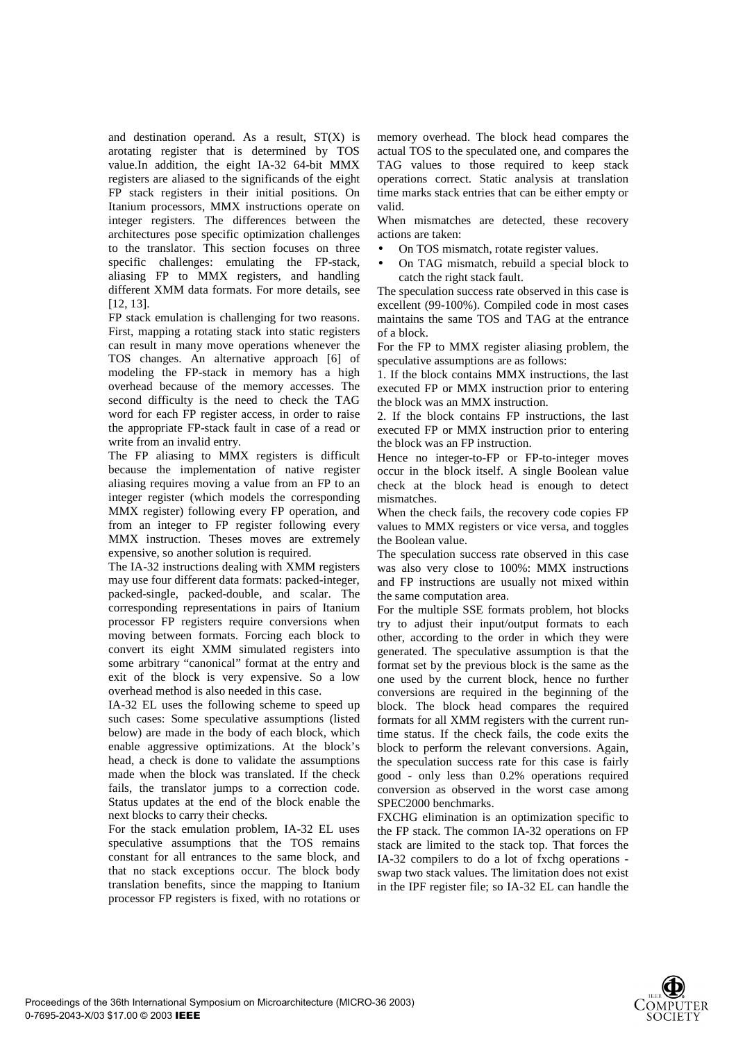and destination operand. As a result, ST(X) is arotating register that is determined by TOS value.In addition, the eight IA-32 64-bit MMX registers are aliased to the significands of the eight FP stack registers in their initial positions. On Itanium processors, MMX instructions operate on integer registers. The differences between the architectures pose specific optimization challenges to the translator. This section focuses on three specific challenges: emulating the FP-stack, aliasing FP to MMX registers, and handling different XMM data formats. For more details, see [12, 13].

FP stack emulation is challenging for two reasons. First, mapping a rotating stack into static registers can result in many move operations whenever the TOS changes. An alternative approach [6] of modeling the FP-stack in memory has a high overhead because of the memory accesses. The second difficulty is the need to check the TAG word for each FP register access, in order to raise the appropriate FP-stack fault in case of a read or write from an invalid entry.

The FP aliasing to MMX registers is difficult because the implementation of native register aliasing requires moving a value from an FP to an integer register (which models the corresponding MMX register) following every FP operation, and from an integer to FP register following every MMX instruction. Theses moves are extremely expensive, so another solution is required.

The IA-32 instructions dealing with XMM registers may use four different data formats: packed-integer, packed-single, packed-double, and scalar. The corresponding representations in pairs of Itanium processor FP registers require conversions when moving between formats. Forcing each block to convert its eight XMM simulated registers into some arbitrary "canonical" format at the entry and exit of the block is very expensive. So a low overhead method is also needed in this case.

IA-32 EL uses the following scheme to speed up such cases: Some speculative assumptions (listed below) are made in the body of each block, which enable aggressive optimizations. At the block's head, a check is done to validate the assumptions made when the block was translated. If the check fails, the translator jumps to a correction code. Status updates at the end of the block enable the next blocks to carry their checks.

For the stack emulation problem, IA-32 EL uses speculative assumptions that the TOS remains constant for all entrances to the same block, and that no stack exceptions occur. The block body translation benefits, since the mapping to Itanium processor FP registers is fixed, with no rotations or memory overhead. The block head compares the actual TOS to the speculated one, and compares the TAG values to those required to keep stack operations correct. Static analysis at translation time marks stack entries that can be either empty or valid.

When mismatches are detected, these recovery actions are taken:

- On TOS mismatch, rotate register values.
- On TAG mismatch, rebuild a special block to catch the right stack fault.

The speculation success rate observed in this case is excellent (99-100%). Compiled code in most cases maintains the same TOS and TAG at the entrance of a block.

For the FP to MMX register aliasing problem, the speculative assumptions are as follows:

1. If the block contains MMX instructions, the last executed FP or MMX instruction prior to entering the block was an MMX instruction.
2. If the block contains FP instructions, the last executed FP or MMX instruction prior to entering the block was an FP instruction.

Hence no integer-to-FP or FP-to-integer moves occur in the block itself. A single Boolean value check at the block head is enough to detect mismatches.

When the check fails, the recovery code copies FP values to MMX registers or vice versa, and toggles the Boolean value.

The speculation success rate observed in this case was also very close to 100%: MMX instructions and FP instructions are usually not mixed within the same computation area.

For the multiple SSE formats problem, hot blocks try to adjust their input/output formats to each other, according to the order in which they were generated. The speculative assumption is that the format set by the previous block is the same as the one used by the current block, hence no further conversions are required in the beginning of the block. The block head compares the required formats for all XMM registers with the current run-time status. If the check fails, the code exits the block to perform the relevant conversions. Again, the speculation success rate for this case is fairly good - only less than 0.2% operations required conversion as observed in the worst case among SPEC2000 benchmarks.

FXCHG elimination is an optimization specific to the FP stack. The common IA-32 operations on FP stack are limited to the stack top. That forces the IA-32 compilers to do a lot of fxchg operations - swap two stack values. The limitation does not exist in the IPF register file; so IA-32 EL can handle the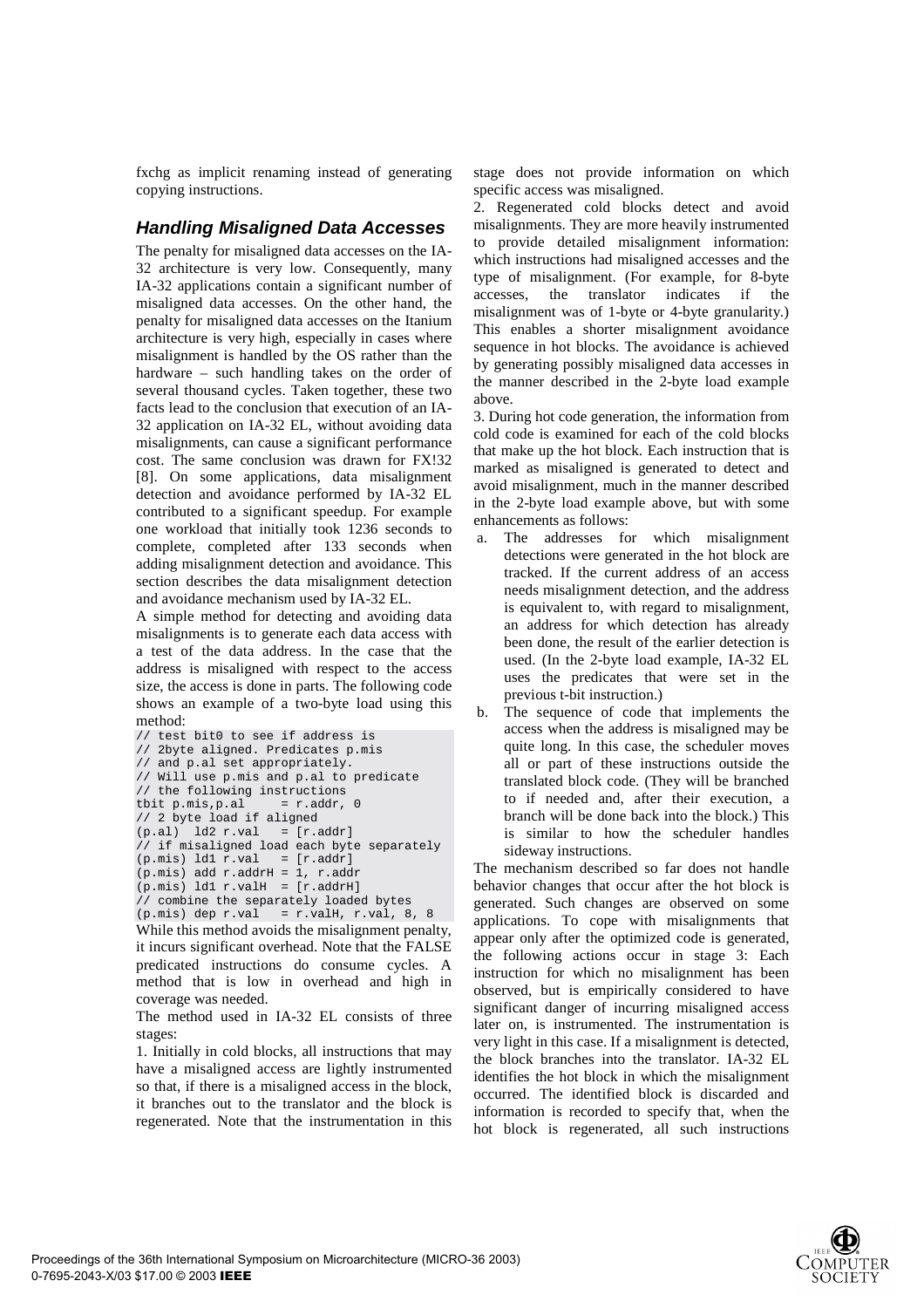fxchg as implicit renaming instead of generating copying instructions.

### *Handling Misaligned Data Accesses*

The penalty for misaligned data accesses on the IA-32 architecture is very low. Consequently, many IA-32 applications contain a significant number of misaligned data accesses. On the other hand, the penalty for misaligned data accesses on the Itanium architecture is very high, especially in cases where misalignment is handled by the OS rather than the hardware – such handling takes on the order of several thousand cycles. Taken together, these two facts lead to the conclusion that execution of an IA-32 application on IA-32 EL, without avoiding data misalignments, can cause a significant performance cost. The same conclusion was drawn for FX!32 [8]. On some applications, data misalignment detection and avoidance performed by IA-32 EL contributed to a significant speedup. For example one workload that initially took 1236 seconds to complete, completed after 133 seconds when adding misalignment detection and avoidance. This section describes the data misalignment detection and avoidance mechanism used by IA-32 EL.

A simple method for detecting and avoiding data misalignments is to generate each data access with a test of the data address. In the case that the address is misaligned with respect to the access size, the access is done in parts. The following code shows an example of a two-byte load using this method:

```
// test bit0 to see if address is
// 2byte aligned. Predicates p.mis
// and p.al set appropriately.
// Will use p.mis and p.al to predicate
// the following instructions
tbit p.mis,p.al     = r.addr, 0
// 2 byte load if aligned
(p.al)  ld2 r.val   = [r.addr]
// if misaligned load each byte separately
(p.mis) ld1 r.val   = [r.addr]
(p.mis) add r.addrH = 1, r.addr
(p.mis) ld1 r.valH  = [r.addrH]
// combine the separately loaded bytes
(p.mis) dep r.val   = r.valH, r.val, 8, 8
```

While this method avoids the misalignment penalty, it incurs significant overhead. Note that the FALSE predicated instructions do consume cycles. A method that is low in overhead and high in coverage was needed.

The method used in IA-32 EL consists of three stages:

1. Initially in cold blocks, all instructions that may have a misaligned access are lightly instrumented so that, if there is a misaligned access in the block, it branches out to the translator and the block is regenerated. Note that the instrumentation in this stage does not provide information on which specific access was misaligned.

2. Regenerated cold blocks detect and avoid misalignments. They are more heavily instrumented to provide detailed misalignment information: which instructions had misaligned accesses and the type of misalignment. (For example, for 8-byte accesses, the translator indicates if the misalignment was of 1-byte or 4-byte granularity.) This enables a shorter misalignment avoidance sequence in hot blocks. The avoidance is achieved by generating possibly misaligned data accesses in the manner described in the 2-byte load example above.

3. During hot code generation, the information from cold code is examined for each of the cold blocks that make up the hot block. Each instruction that is marked as misaligned is generated to detect and avoid misalignment, much in the manner described in the 2-byte load example above, but with some enhancements as follows:

   a. The addresses for which misalignment detections were generated in the hot block are tracked. If the current address of an access needs misalignment detection, and the address is equivalent to, with regard to misalignment, an address for which detection has already been done, the result of the earlier detection is used. (In the 2-byte load example, IA-32 EL uses the predicates that were set in the previous t-bit instruction.)

   b. The sequence of code that implements the access when the address is misaligned may be quite long. In this case, the scheduler moves all or part of these instructions outside the translated block code. (They will be branched to if needed and, after their execution, a branch will be done back into the block.) This is similar to how the scheduler handles sideway instructions.

The mechanism described so far does not handle behavior changes that occur after the hot block is generated. Such changes are observed on some applications. To cope with misalignments that appear only after the optimized code is generated, the following actions occur in stage 3: Each instruction for which no misalignment has been observed, but is empirically considered to have significant danger of incurring misaligned access later on, is instrumented. The instrumentation is very light in this case. If a misalignment is detected, the block branches into the translator. IA-32 EL identifies the hot block in which the misalignment occurred. The identified block is discarded and information is recorded to specify that, when the hot block is regenerated, all such instructions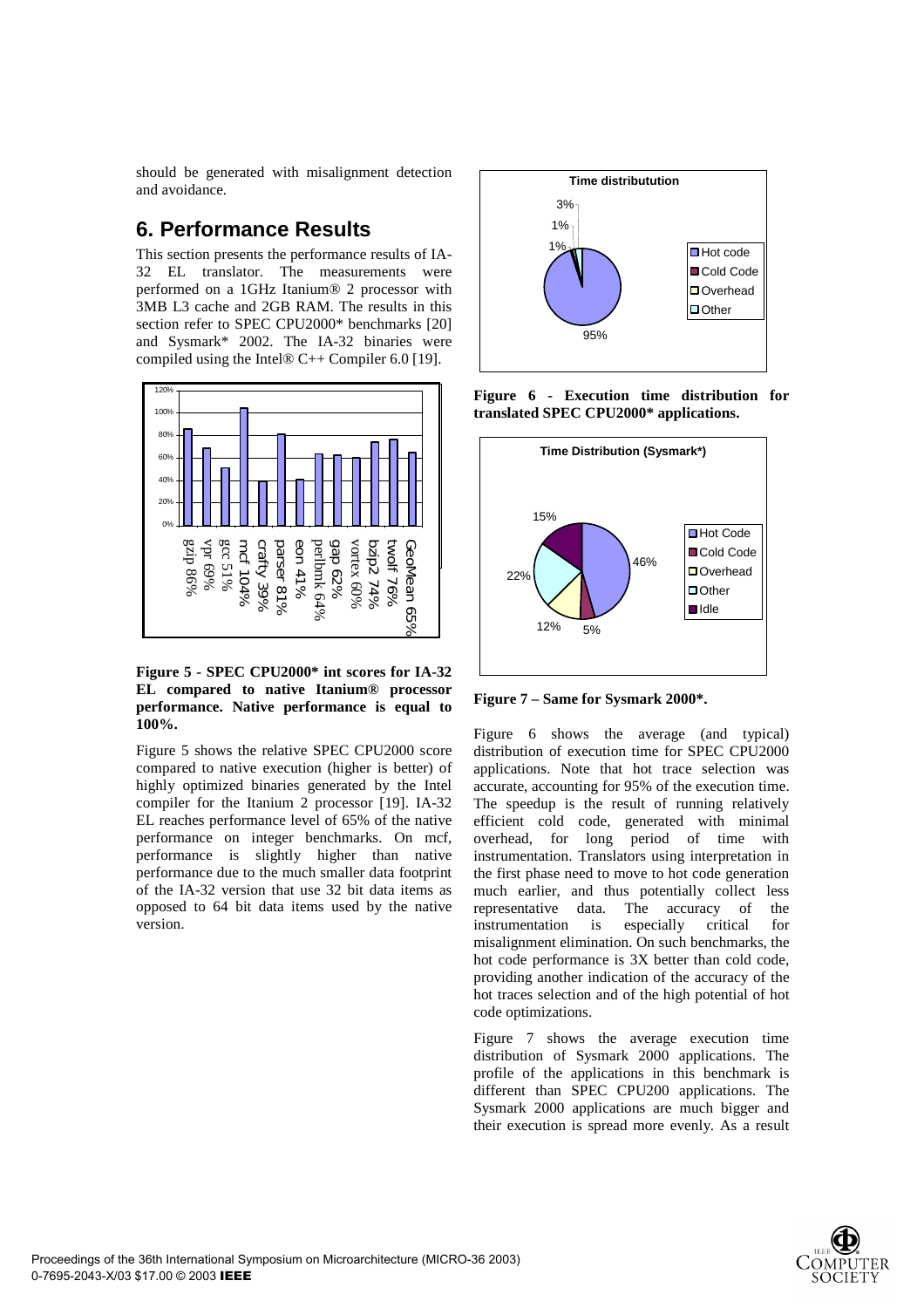should be generated with misalignment detection and avoidance.

## 6. Performance Results

This section presents the performance results of IA-32 EL translator. The measurements were performed on a 1GHz Itanium® 2 processor with 3MB L3 cache and 2GB RAM. The results in this section refer to SPEC CPU2000* benchmarks [20] and Sysmark* 2002. The IA-32 binaries were compiled using the Intel® C++ Compiler 6.0 [19].

**Figure 5 - SPEC CPU2000* int scores for IA-32 EL compared to native Itanium® processor performance. Native performance is equal to 100%.**

Figure 5 shows the relative SPEC CPU2000 score compared to native execution (higher is better) of highly optimized binaries generated by the Intel compiler for the Itanium 2 processor [19]. IA-32 EL reaches performance level of 65% of the native performance on integer benchmarks. On mcf, performance is slightly higher than native performance due to the much smaller data footprint of the IA-32 version that use 32 bit data items as opposed to 64 bit data items used by the native version.

**Figure 6 - Execution time distribution for translated SPEC CPU2000* applications.**

**Figure 7 – Same for Sysmark 2000*.**

Figure 6 shows the average (and typical) distribution of execution time for SPEC CPU2000 applications. Note that hot trace selection was accurate, accounting for 95% of the execution time. The speedup is the result of running relatively efficient cold code, generated with minimal overhead, for long period of time with instrumentation. Translators using interpretation in the first phase need to move to hot code generation much earlier, and thus potentially collect less representative data. The accuracy of the instrumentation is especially critical for misalignment elimination. On such benchmarks, the hot code performance is 3X better than cold code, providing another indication of the accuracy of the hot traces selection and of the high potential of hot code optimizations.

Figure 7 shows the average execution time distribution of Sysmark 2000 applications. The profile of the applications in this benchmark is different than SPEC CPU200 applications. The Sysmark 2000 applications are much bigger and their execution is spread more evenly. As a result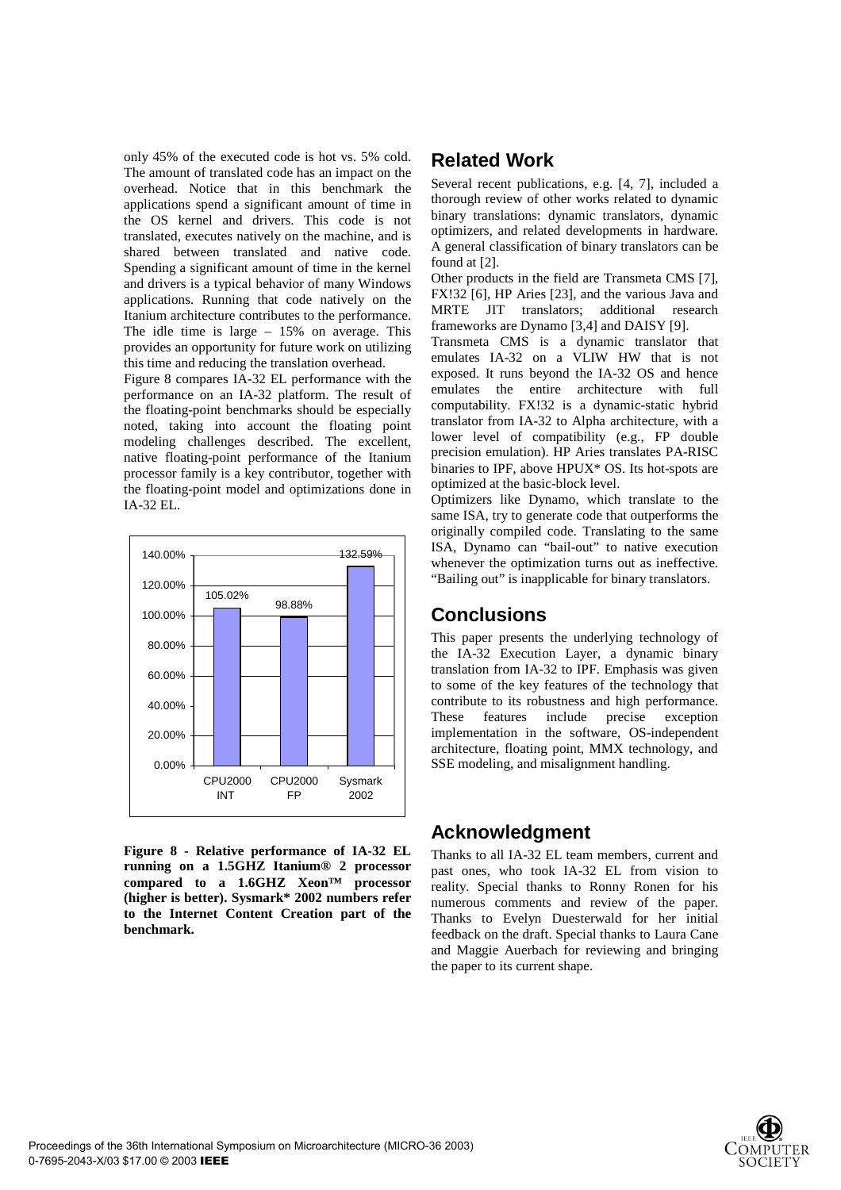only 45% of the executed code is hot vs. 5% cold. The amount of translated code has an impact on the overhead. Notice that in this benchmark the applications spend a significant amount of time in the OS kernel and drivers. This code is not translated, executes natively on the machine, and is shared between translated and native code. Spending a significant amount of time in the kernel and drivers is a typical behavior of many Windows applications. Running that code natively on the Itanium architecture contributes to the performance. The idle time is large – 15% on average. This provides an opportunity for future work on utilizing this time and reducing the translation overhead.

Figure 8 compares IA-32 EL performance with the performance on an IA-32 platform. The result of the floating-point benchmarks should be especially noted, taking into account the floating point modeling challenges described. The excellent, native floating-point performance of the Itanium processor family is a key contributor, together with the floating-point model and optimizations done in IA-32 EL.

| Benchmark | Relative performance |
|---|---|
| CPU2000 INT | 105.02% |
| CPU2000 FP | 98.88% |
| Sysmark 2002 | 132.59% |

**Figure 8 - Relative performance of IA-32 EL running on a 1.5GHZ Itanium® 2 processor compared to a 1.6GHZ Xeon™ processor (higher is better). Sysmark* 2002 numbers refer to the Internet Content Creation part of the benchmark.**

## Related Work

Several recent publications, e.g. [4, 7], included a thorough review of other works related to dynamic binary translations: dynamic translators, dynamic optimizers, and related developments in hardware. A general classification of binary translators can be found at [2].

Other products in the field are Transmeta CMS [7], FX!32 [6], HP Aries [23], and the various Java and MRTE JIT translators; additional research frameworks are Dynamo [3,4] and DAISY [9].

Transmeta CMS is a dynamic translator that emulates IA-32 on a VLIW HW that is not exposed. It runs beyond the IA-32 OS and hence emulates the entire architecture with full computability. FX!32 is a dynamic-static hybrid translator from IA-32 to Alpha architecture, with a lower level of compatibility (e.g., FP double precision emulation). HP Aries translates PA-RISC binaries to IPF, above HPUX* OS. Its hot-spots are optimized at the basic-block level.

Optimizers like Dynamo, which translate to the same ISA, try to generate code that outperforms the originally compiled code. Translating to the same ISA, Dynamo can "bail-out" to native execution whenever the optimization turns out as ineffective. "Bailing out" is inapplicable for binary translators.

## Conclusions

This paper presents the underlying technology of the IA-32 Execution Layer, a dynamic binary translation from IA-32 to IPF. Emphasis was given to some of the key features of the technology that contribute to its robustness and high performance. These features include precise exception implementation in the software, OS-independent architecture, floating point, MMX technology, and SSE modeling, and misalignment handling.

## Acknowledgment

Thanks to all IA-32 EL team members, current and past ones, who took IA-32 EL from vision to reality. Special thanks to Ronny Ronen for his numerous comments and review of the paper. Thanks to Evelyn Duesterwald for her initial feedback on the draft. Special thanks to Laura Cane and Maggie Auerbach for reviewing and bringing the paper to its current shape.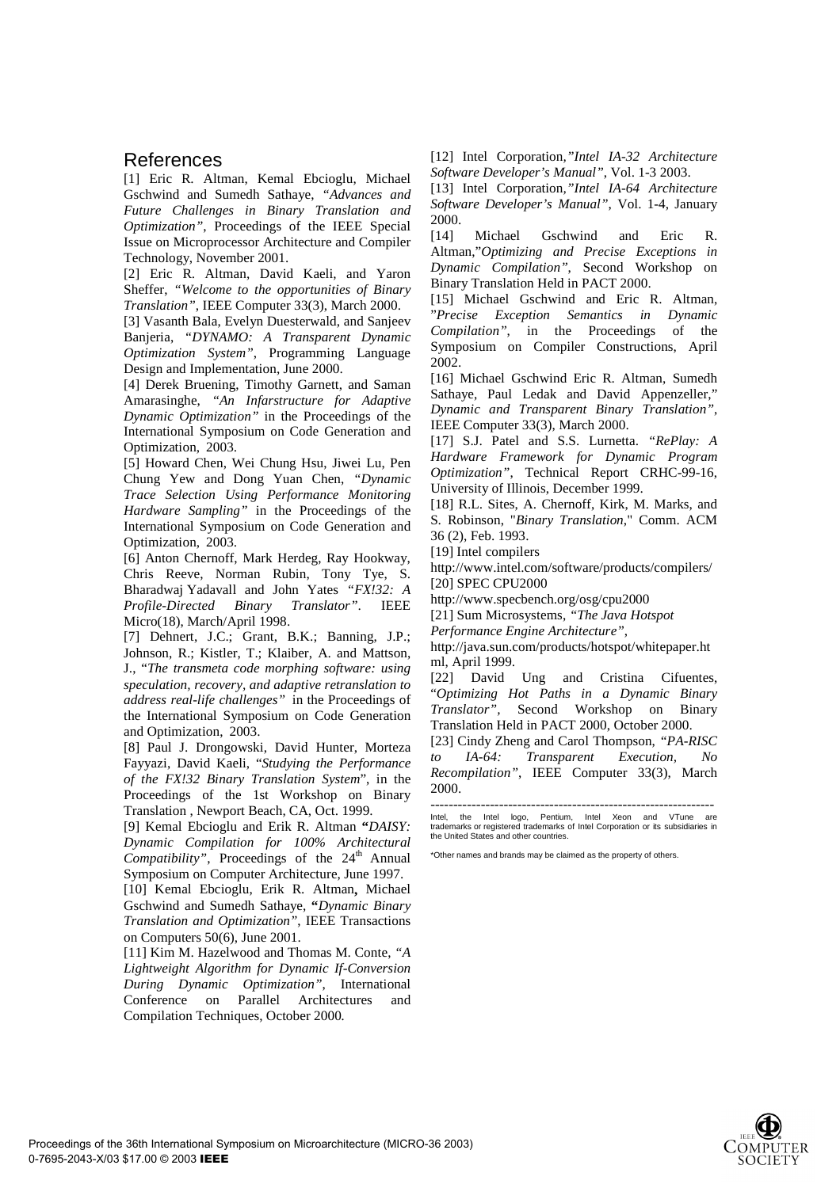## References

[1] Eric R. Altman, Kemal Ebcioglu, Michael Gschwind and Sumedh Sathaye, *"Advances and Future Challenges in Binary Translation and Optimization"*, Proceedings of the IEEE Special Issue on Microprocessor Architecture and Compiler Technology, November 2001.

[2] Eric R. Altman, David Kaeli, and Yaron Sheffer, *"Welcome to the opportunities of Binary Translation"*, IEEE Computer 33(3), March 2000.

[3] Vasanth Bala, Evelyn Duesterwald, and Sanjeev Banjeria, *"DYNAMO: A Transparent Dynamic Optimization System"*, Programming Language Design and Implementation, June 2000.

[4] Derek Bruening, Timothy Garnett, and Saman Amarasinghe, *"An Infarstructure for Adaptive Dynamic Optimization"* in the Proceedings of the International Symposium on Code Generation and Optimization, 2003.

[5] Howard Chen, Wei Chung Hsu, Jiwei Lu, Pen Chung Yew and Dong Yuan Chen, *"Dynamic Trace Selection Using Performance Monitoring Hardware Sampling"* in the Proceedings of the International Symposium on Code Generation and Optimization, 2003.

[6] Anton Chernoff, Mark Herdeg, Ray Hookway, Chris Reeve, Norman Rubin, Tony Tye, S. Bharadwaj Yadavall and John Yates *"FX!32: A Profile-Directed Binary Translator"*. IEEE Micro(18), March/April 1998.

[7] Dehnert, J.C.; Grant, B.K.; Banning, J.P.; Johnson, R.; Kistler, T.; Klaiber, A. and Mattson, J., *"The transmeta code morphing software: using speculation, recovery, and adaptive retranslation to address real-life challenges"* in the Proceedings of the International Symposium on Code Generation and Optimization, 2003.

[8] Paul J. Drongowski, David Hunter, Morteza Fayyazi, David Kaeli, *"Studying the Performance of the FX!32 Binary Translation System"*, in the Proceedings of the 1st Workshop on Binary Translation , Newport Beach, CA, Oct. 1999.

[9] Kemal Ebcioglu and Erik R. Altman **"***DAISY: Dynamic Compilation for 100% Architectural Compatibility"*, Proceedings of the 24th Annual Symposium on Computer Architecture, June 1997.

[10] Kemal Ebcioglu, Erik R. Altman**,** Michael Gschwind and Sumedh Sathaye, **"***Dynamic Binary Translation and Optimization"*, IEEE Transactions on Computers 50(6), June 2001.

[11] Kim M. Hazelwood and Thomas M. Conte, *"A Lightweight Algorithm for Dynamic If-Conversion During Dynamic Optimization"*, International Conference on Parallel Architectures and Compilation Techniques, October 2000.

[12] Intel Corporation*,"Intel IA-32 Architecture Software Developer's Manual"*, Vol. 1-3 2003.

[13] Intel Corporation*,"Intel IA-64 Architecture Software Developer's Manual"*, Vol. 1-4, January 2000.

[14] Michael Gschwind and Eric R. Altman,*"Optimizing and Precise Exceptions in Dynamic Compilation"*, Second Workshop on Binary Translation Held in PACT 2000.

[15] Michael Gschwind and Eric R. Altman, *"Precise Exception Semantics in Dynamic Compilation"*, in the Proceedings of the Symposium on Compiler Constructions, April 2002.

[16] Michael Gschwind Eric R. Altman, Sumedh Sathaye, Paul Ledak and David Appenzeller," *Dynamic and Transparent Binary Translation"*, IEEE Computer 33(3), March 2000.

[17] S.J. Patel and S.S. Lurnetta. *"RePlay: A Hardware Framework for Dynamic Program Optimization"*, Technical Report CRHC-99-16, University of Illinois, December 1999.

[18] R.L. Sites, A. Chernoff, Kirk, M. Marks, and S. Robinson, "*Binary Translation*," Comm. ACM 36 (2), Feb. 1993.

[19] Intel compilers
http://www.intel.com/software/products/compilers/

[20] SPEC CPU2000
http://www.specbench.org/osg/cpu2000

[21] Sum Microsystems, *"The Java Hotspot Performance Engine Architecture"*,
http://java.sun.com/products/hotspot/whitepaper.html, April 1999.

[22] David Ung and Cristina Cifuentes, *"Optimizing Hot Paths in a Dynamic Binary Translator"*, Second Workshop on Binary Translation Held in PACT 2000, October 2000.

[23] Cindy Zheng and Carol Thompson, *"PA-RISC to IA-64: Transparent Execution, No Recompilation"*, IEEE Computer 33(3), March 2000.

---

Intel, the Intel logo, Pentium, Intel Xeon and VTune are trademarks or registered trademarks of Intel Corporation or its subsidiaries in the United States and other countries.

*Other names and brands may be claimed as the property of others.